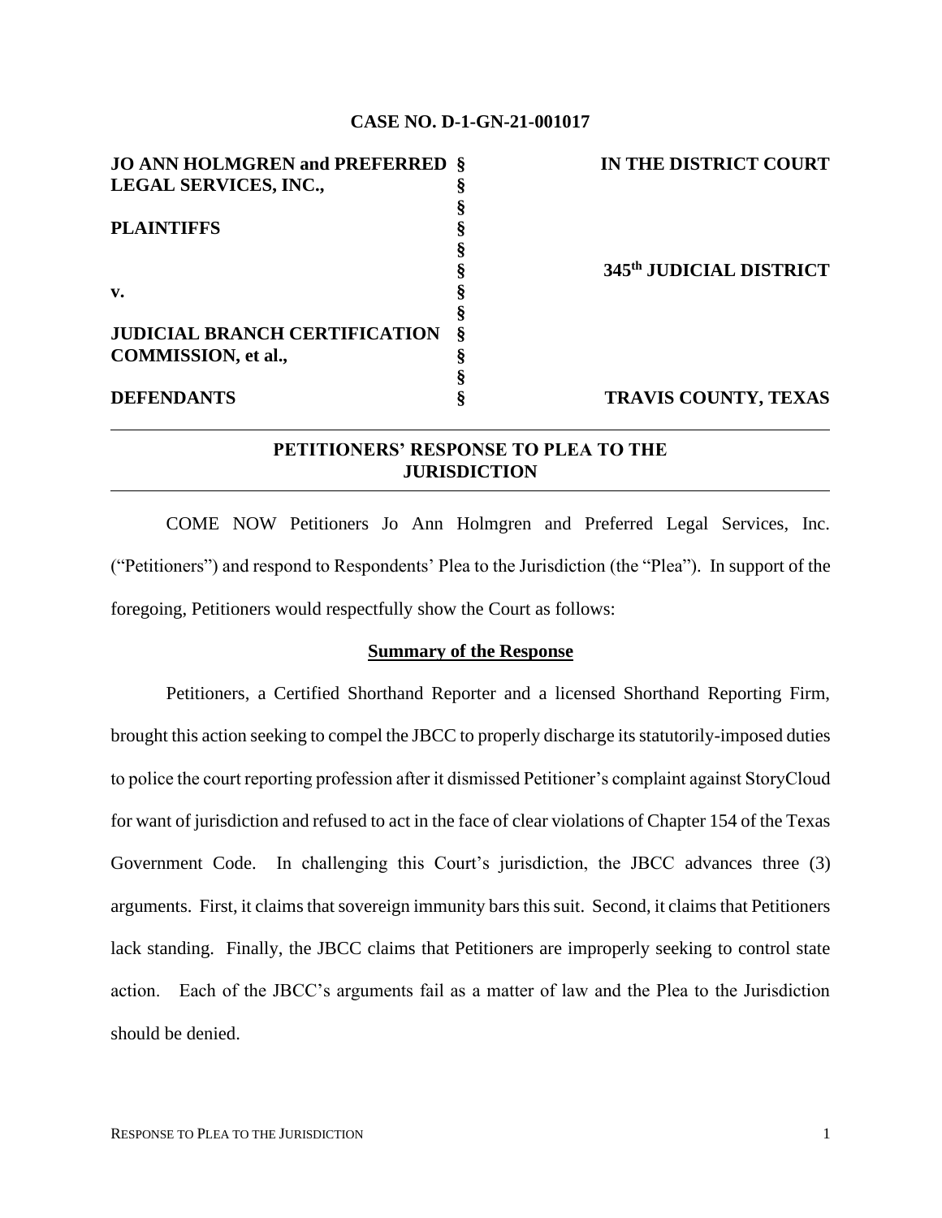**CASE NO. D-1-GN-21-001017**

| | | |
|---|---|---|
| **JO ANN HOLMGREN and PREFERRED LEGAL SERVICES, INC.,** | § | **IN THE DISTRICT COURT** |
| | § | |
| **PLAINTIFFS** | § | |
| | § | |
| | § | **345th JUDICIAL DISTRICT** |
| **v.** | § | |
| | § | |
| **JUDICIAL BRANCH CERTIFICATION COMMISSION, et al.,** | § | |
| | § | |
| **DEFENDANTS** | § | **TRAVIS COUNTY, TEXAS** |

---

**PETITIONERS' RESPONSE TO PLEA TO THE JURISDICTION**

---

COME NOW Petitioners Jo Ann Holmgren and Preferred Legal Services, Inc. ("Petitioners") and respond to Respondents' Plea to the Jurisdiction (the "Plea"). In support of the foregoing, Petitioners would respectfully show the Court as follows:

**Summary of the Response**

Petitioners, a Certified Shorthand Reporter and a licensed Shorthand Reporting Firm, brought this action seeking to compel the JBCC to properly discharge its statutorily-imposed duties to police the court reporting profession after it dismissed Petitioner's complaint against StoryCloud for want of jurisdiction and refused to act in the face of clear violations of Chapter 154 of the Texas Government Code. In challenging this Court's jurisdiction, the JBCC advances three (3) arguments. First, it claims that sovereign immunity bars this suit. Second, it claims that Petitioners lack standing. Finally, the JBCC claims that Petitioners are improperly seeking to control state action. Each of the JBCC's arguments fail as a matter of law and the Plea to the Jurisdiction should be denied.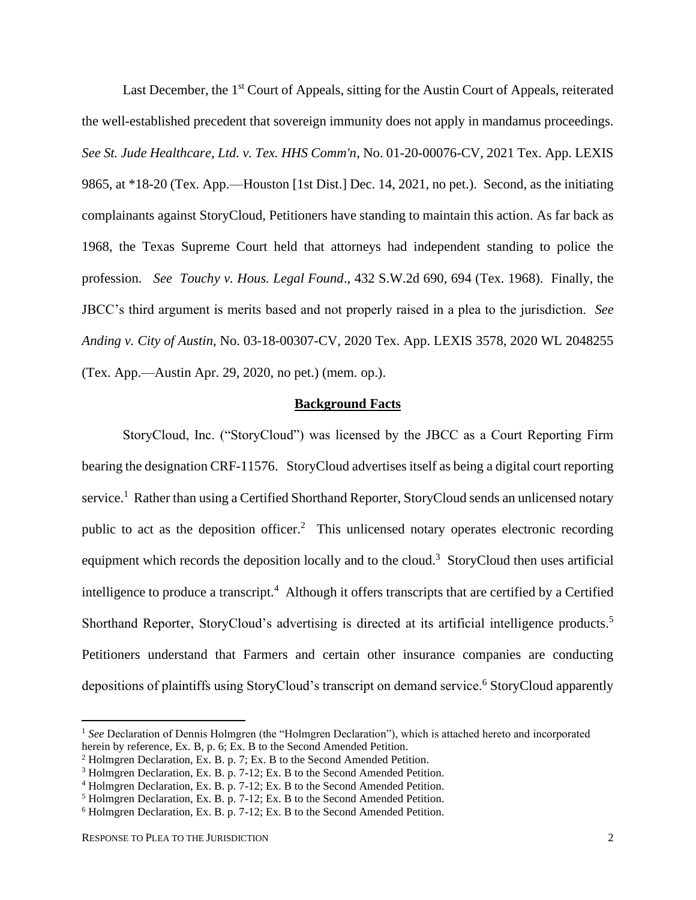Last December, the 1st Court of Appeals, sitting for the Austin Court of Appeals, reiterated the well-established precedent that sovereign immunity does not apply in mandamus proceedings. *See St. Jude Healthcare, Ltd. v. Tex. HHS Comm'n*, No. 01-20-00076-CV, 2021 Tex. App. LEXIS 9865, at *18-20 (Tex. App.—Houston [1st Dist.] Dec. 14, 2021, no pet.). Second, as the initiating complainants against StoryCloud, Petitioners have standing to maintain this action. As far back as 1968, the Texas Supreme Court held that attorneys had independent standing to police the profession. *See Touchy v. Hous. Legal Found*., 432 S.W.2d 690, 694 (Tex. 1968). Finally, the JBCC's third argument is merits based and not properly raised in a plea to the jurisdiction. *See Anding v. City of Austin,* No. 03-18-00307-CV, 2020 Tex. App. LEXIS 3578, 2020 WL 2048255 (Tex. App.—Austin Apr. 29, 2020, no pet.) (mem. op.).

## **Background Facts**

StoryCloud, Inc. ("StoryCloud") was licensed by the JBCC as a Court Reporting Firm bearing the designation CRF-11576. StoryCloud advertises itself as being a digital court reporting service.[1] Rather than using a Certified Shorthand Reporter, StoryCloud sends an unlicensed notary public to act as the deposition officer.[2] This unlicensed notary operates electronic recording equipment which records the deposition locally and to the cloud.[3] StoryCloud then uses artificial intelligence to produce a transcript.[4] Although it offers transcripts that are certified by a Certified Shorthand Reporter, StoryCloud's advertising is directed at its artificial intelligence products.[5] Petitioners understand that Farmers and certain other insurance companies are conducting depositions of plaintiffs using StoryCloud's transcript on demand service.[6] StoryCloud apparently

---

[1] *See* Declaration of Dennis Holmgren (the "Holmgren Declaration"), which is attached hereto and incorporated herein by reference, Ex. B, p. 6; Ex. B to the Second Amended Petition.

[2] Holmgren Declaration, Ex. B. p. 7; Ex. B to the Second Amended Petition.

[3] Holmgren Declaration, Ex. B. p. 7-12; Ex. B to the Second Amended Petition.

[4] Holmgren Declaration, Ex. B. p. 7-12; Ex. B to the Second Amended Petition.

[5] Holmgren Declaration, Ex. B. p. 7-12; Ex. B to the Second Amended Petition.

[6] Holmgren Declaration, Ex. B. p. 7-12; Ex. B to the Second Amended Petition.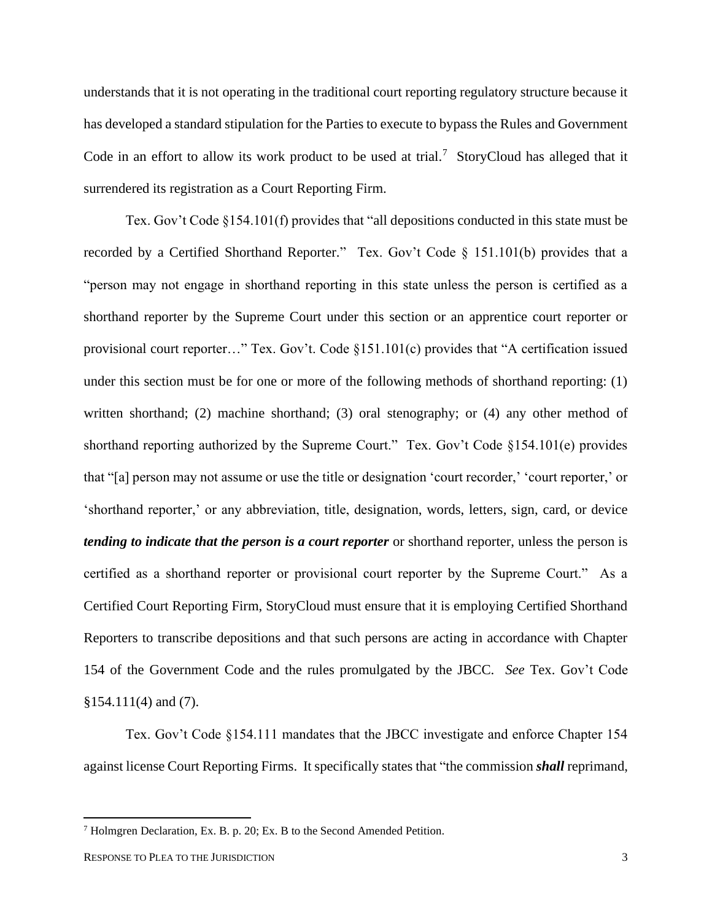understands that it is not operating in the traditional court reporting regulatory structure because it has developed a standard stipulation for the Parties to execute to bypass the Rules and Government Code in an effort to allow its work product to be used at trial.[7] StoryCloud has alleged that it surrendered its registration as a Court Reporting Firm.

Tex. Gov't Code §154.101(f) provides that "all depositions conducted in this state must be recorded by a Certified Shorthand Reporter." Tex. Gov't Code § 151.101(b) provides that a "person may not engage in shorthand reporting in this state unless the person is certified as a shorthand reporter by the Supreme Court under this section or an apprentice court reporter or provisional court reporter…" Tex. Gov't. Code §151.101(c) provides that "A certification issued under this section must be for one or more of the following methods of shorthand reporting: (1) written shorthand; (2) machine shorthand; (3) oral stenography; or (4) any other method of shorthand reporting authorized by the Supreme Court." Tex. Gov't Code §154.101(e) provides that "[a] person may not assume or use the title or designation 'court recorder,' 'court reporter,' or 'shorthand reporter,' or any abbreviation, title, designation, words, letters, sign, card, or device ***tending to indicate that the person is a court reporter*** or shorthand reporter, unless the person is certified as a shorthand reporter or provisional court reporter by the Supreme Court." As a Certified Court Reporting Firm, StoryCloud must ensure that it is employing Certified Shorthand Reporters to transcribe depositions and that such persons are acting in accordance with Chapter 154 of the Government Code and the rules promulgated by the JBCC. *See* Tex. Gov't Code §154.111(4) and (7).

Tex. Gov't Code §154.111 mandates that the JBCC investigate and enforce Chapter 154 against license Court Reporting Firms. It specifically states that "the commission ***shall*** reprimand,

---

[7] Holmgren Declaration, Ex. B. p. 20; Ex. B to the Second Amended Petition.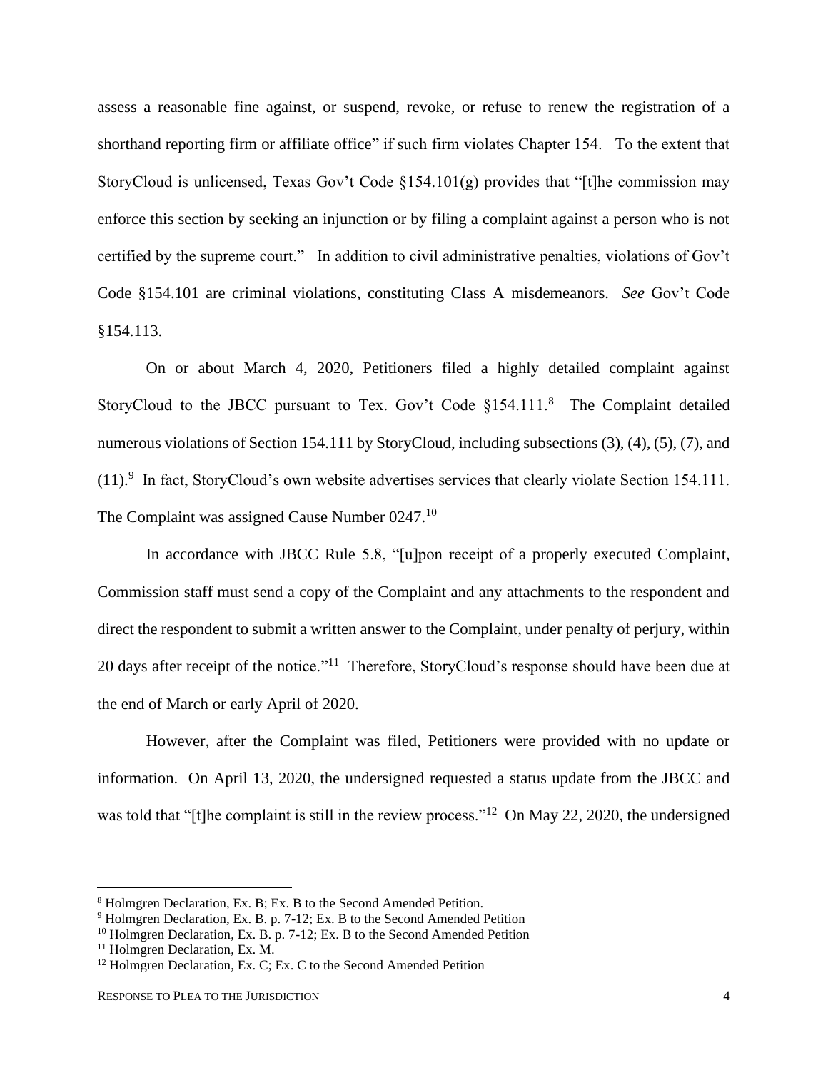assess a reasonable fine against, or suspend, revoke, or refuse to renew the registration of a shorthand reporting firm or affiliate office" if such firm violates Chapter 154. To the extent that StoryCloud is unlicensed, Texas Gov't Code §154.101(g) provides that "[t]he commission may enforce this section by seeking an injunction or by filing a complaint against a person who is not certified by the supreme court." In addition to civil administrative penalties, violations of Gov't Code §154.101 are criminal violations, constituting Class A misdemeanors. *See* Gov't Code §154.113.

On or about March 4, 2020, Petitioners filed a highly detailed complaint against StoryCloud to the JBCC pursuant to Tex. Gov't Code §154.111.[8] The Complaint detailed numerous violations of Section 154.111 by StoryCloud, including subsections (3), (4), (5), (7), and (11).[9] In fact, StoryCloud's own website advertises services that clearly violate Section 154.111. The Complaint was assigned Cause Number 0247.[10]

In accordance with JBCC Rule 5.8, "[u]pon receipt of a properly executed Complaint, Commission staff must send a copy of the Complaint and any attachments to the respondent and direct the respondent to submit a written answer to the Complaint, under penalty of perjury, within 20 days after receipt of the notice."[11] Therefore, StoryCloud's response should have been due at the end of March or early April of 2020.

However, after the Complaint was filed, Petitioners were provided with no update or information. On April 13, 2020, the undersigned requested a status update from the JBCC and was told that "[t]he complaint is still in the review process."[12] On May 22, 2020, the undersigned

---

[8] Holmgren Declaration, Ex. B; Ex. B to the Second Amended Petition.

[9] Holmgren Declaration, Ex. B. p. 7-12; Ex. B to the Second Amended Petition

[10] Holmgren Declaration, Ex. B. p. 7-12; Ex. B to the Second Amended Petition

[11] Holmgren Declaration, Ex. M.

[12] Holmgren Declaration, Ex. C; Ex. C to the Second Amended Petition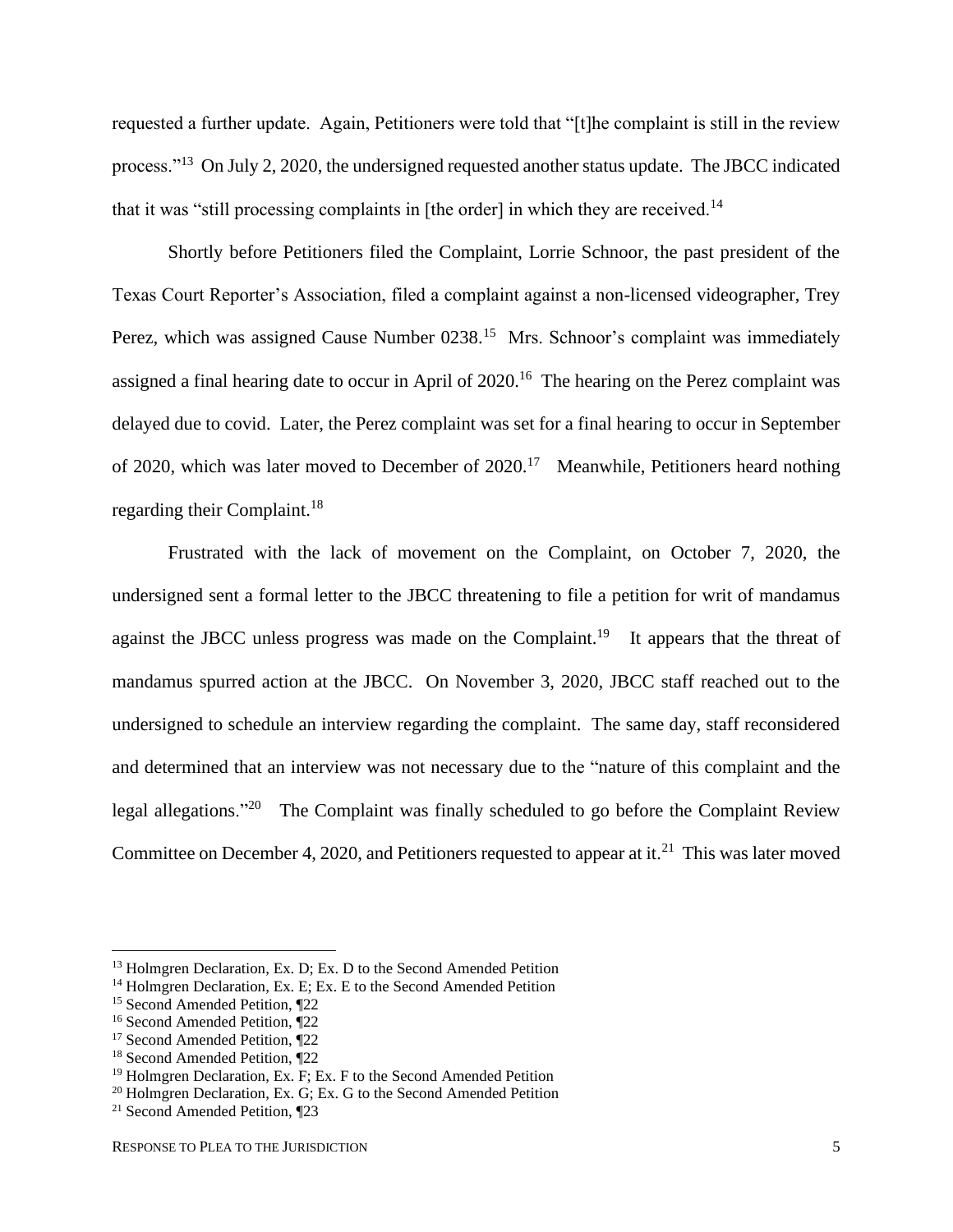requested a further update. Again, Petitioners were told that "[t]he complaint is still in the review process."[13] On July 2, 2020, the undersigned requested another status update. The JBCC indicated that it was "still processing complaints in [the order] in which they are received.[14]

Shortly before Petitioners filed the Complaint, Lorrie Schnoor, the past president of the Texas Court Reporter's Association, filed a complaint against a non-licensed videographer, Trey Perez, which was assigned Cause Number 0238.[15] Mrs. Schnoor's complaint was immediately assigned a final hearing date to occur in April of 2020.[16] The hearing on the Perez complaint was delayed due to covid. Later, the Perez complaint was set for a final hearing to occur in September of 2020, which was later moved to December of 2020.[17] Meanwhile, Petitioners heard nothing regarding their Complaint.[18]

Frustrated with the lack of movement on the Complaint, on October 7, 2020, the undersigned sent a formal letter to the JBCC threatening to file a petition for writ of mandamus against the JBCC unless progress was made on the Complaint.[19] It appears that the threat of mandamus spurred action at the JBCC. On November 3, 2020, JBCC staff reached out to the undersigned to schedule an interview regarding the complaint. The same day, staff reconsidered and determined that an interview was not necessary due to the "nature of this complaint and the legal allegations."[20] The Complaint was finally scheduled to go before the Complaint Review Committee on December 4, 2020, and Petitioners requested to appear at it.[21] This was later moved

---

[13] Holmgren Declaration, Ex. D; Ex. D to the Second Amended Petition

[14] Holmgren Declaration, Ex. E; Ex. E to the Second Amended Petition

[15] Second Amended Petition, ¶22

[16] Second Amended Petition, ¶22

[17] Second Amended Petition, ¶22

[18] Second Amended Petition, ¶22

[19] Holmgren Declaration, Ex. F; Ex. F to the Second Amended Petition

[20] Holmgren Declaration, Ex. G; Ex. G to the Second Amended Petition

[21] Second Amended Petition, ¶23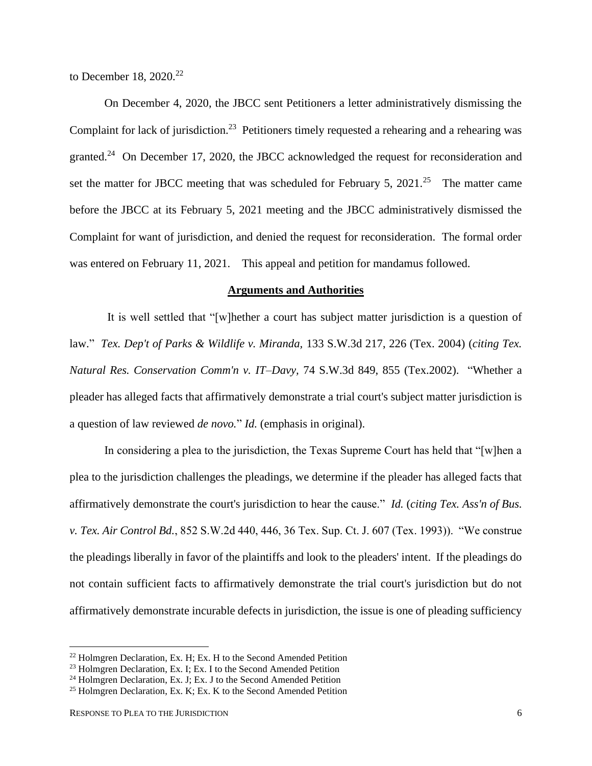to December 18, 2020.[22]

On December 4, 2020, the JBCC sent Petitioners a letter administratively dismissing the Complaint for lack of jurisdiction.[23] Petitioners timely requested a rehearing and a rehearing was granted.[24] On December 17, 2020, the JBCC acknowledged the request for reconsideration and set the matter for JBCC meeting that was scheduled for February 5, 2021.[25] The matter came before the JBCC at its February 5, 2021 meeting and the JBCC administratively dismissed the Complaint for want of jurisdiction, and denied the request for reconsideration. The formal order was entered on February 11, 2021. This appeal and petition for mandamus followed.

## **Arguments and Authorities**

It is well settled that "[w]hether a court has subject matter jurisdiction is a question of law." *Tex. Dep't of Parks & Wildlife v. Miranda,* 133 S.W.3d 217, 226 (Tex. 2004) (*citing Tex. Natural Res. Conservation Comm'n v. IT–Davy,* 74 S.W.3d 849, 855 (Tex.2002). "Whether a pleader has alleged facts that affirmatively demonstrate a trial court's subject matter jurisdiction is a question of law reviewed *de novo.*" *Id.* (emphasis in original).

In considering a plea to the jurisdiction, the Texas Supreme Court has held that "[w]hen a plea to the jurisdiction challenges the pleadings, we determine if the pleader has alleged facts that affirmatively demonstrate the court's jurisdiction to hear the cause." *Id.* (*citing Tex. Ass'n of Bus. v. Tex. Air Control Bd.*, 852 S.W.2d 440, 446, 36 Tex. Sup. Ct. J. 607 (Tex. 1993)). "We construe the pleadings liberally in favor of the plaintiffs and look to the pleaders' intent. If the pleadings do not contain sufficient facts to affirmatively demonstrate the trial court's jurisdiction but do not affirmatively demonstrate incurable defects in jurisdiction, the issue is one of pleading sufficiency

[22] Holmgren Declaration, Ex. H; Ex. H to the Second Amended Petition

[23] Holmgren Declaration, Ex. I; Ex. I to the Second Amended Petition

[24] Holmgren Declaration, Ex. J; Ex. J to the Second Amended Petition

[25] Holmgren Declaration, Ex. K; Ex. K to the Second Amended Petition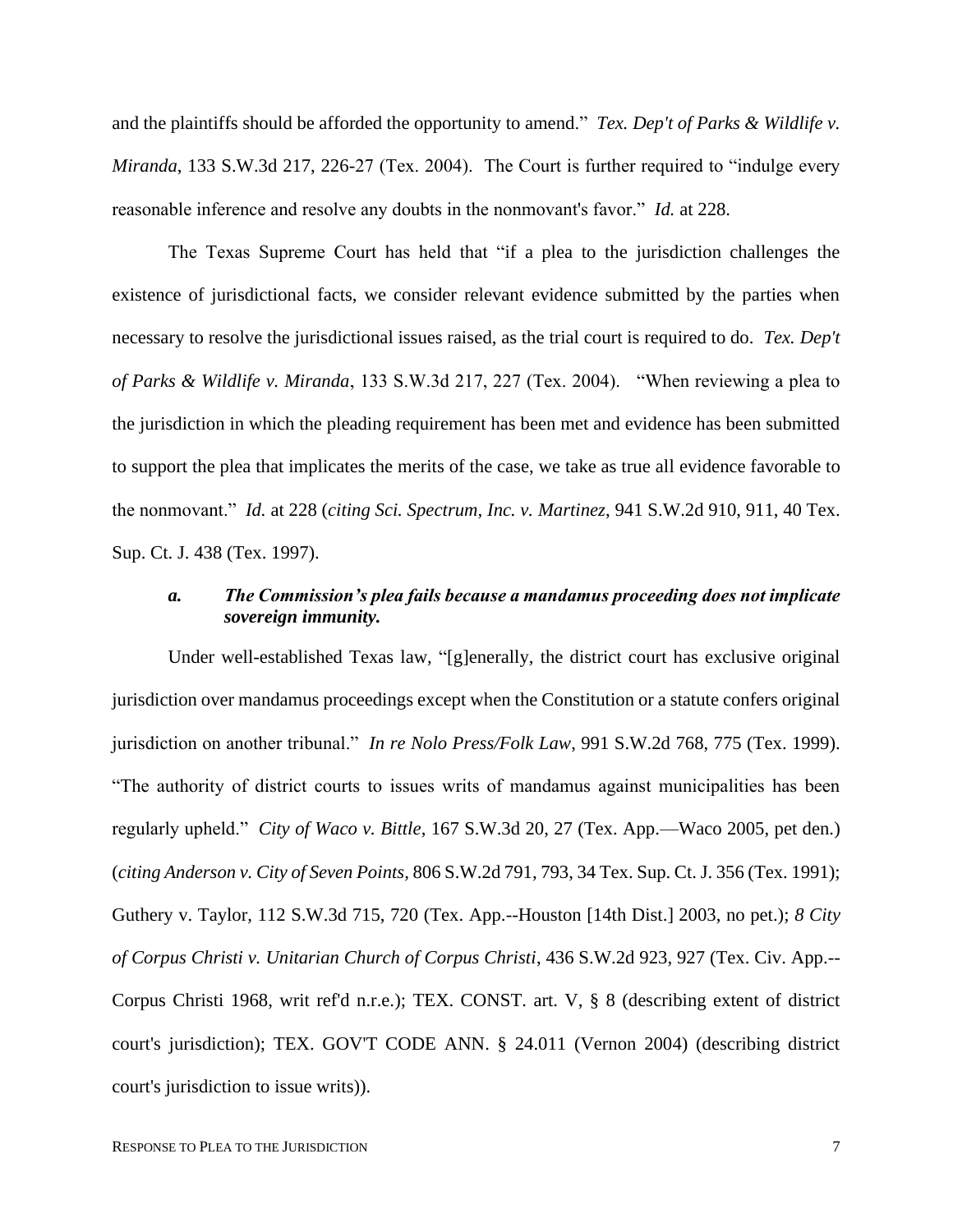and the plaintiffs should be afforded the opportunity to amend." *Tex. Dep't of Parks & Wildlife v. Miranda*, 133 S.W.3d 217, 226-27 (Tex. 2004). The Court is further required to "indulge every reasonable inference and resolve any doubts in the nonmovant's favor." *Id.* at 228.

The Texas Supreme Court has held that "if a plea to the jurisdiction challenges the existence of jurisdictional facts, we consider relevant evidence submitted by the parties when necessary to resolve the jurisdictional issues raised, as the trial court is required to do. *Tex. Dep't of Parks & Wildlife v. Miranda*, 133 S.W.3d 217, 227 (Tex. 2004). "When reviewing a plea to the jurisdiction in which the pleading requirement has been met and evidence has been submitted to support the plea that implicates the merits of the case, we take as true all evidence favorable to the nonmovant." *Id.* at 228 (*citing Sci. Spectrum, Inc. v. Martinez*, 941 S.W.2d 910, 911, 40 Tex. Sup. Ct. J. 438 (Tex. 1997).

### *a. The Commission's plea fails because a mandamus proceeding does not implicate sovereign immunity.*

Under well-established Texas law, "[g]enerally, the district court has exclusive original jurisdiction over mandamus proceedings except when the Constitution or a statute confers original jurisdiction on another tribunal." *In re Nolo Press/Folk Law*, 991 S.W.2d 768, 775 (Tex. 1999). "The authority of district courts to issues writs of mandamus against municipalities has been regularly upheld." *City of Waco v. Bittle*, 167 S.W.3d 20, 27 (Tex. App.—Waco 2005, pet den.) (*citing Anderson v. City of Seven Points*, 806 S.W.2d 791, 793, 34 Tex. Sup. Ct. J. 356 (Tex. 1991); Guthery v. Taylor, 112 S.W.3d 715, 720 (Tex. App.--Houston [14th Dist.] 2003, no pet.); *8 City of Corpus Christi v. Unitarian Church of Corpus Christi*, 436 S.W.2d 923, 927 (Tex. Civ. App.--Corpus Christi 1968, writ ref'd n.r.e.); TEX. CONST. art. V, § 8 (describing extent of district court's jurisdiction); TEX. GOV'T CODE ANN. § 24.011 (Vernon 2004) (describing district court's jurisdiction to issue writs)).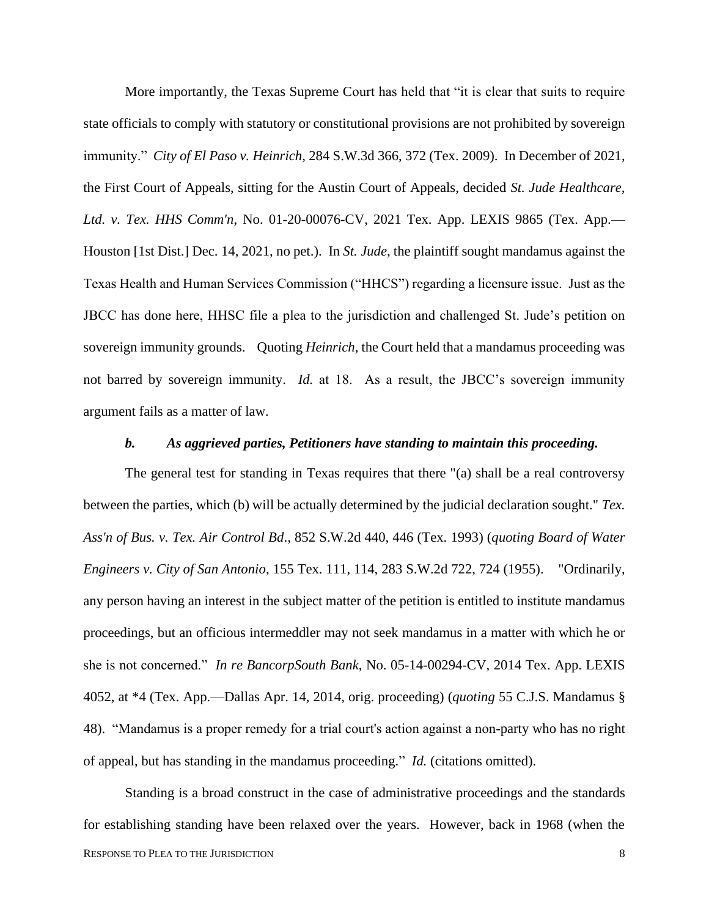More importantly, the Texas Supreme Court has held that "it is clear that suits to require state officials to comply with statutory or constitutional provisions are not prohibited by sovereign immunity." *City of El Paso v. Heinrich*, 284 S.W.3d 366, 372 (Tex. 2009). In December of 2021, the First Court of Appeals, sitting for the Austin Court of Appeals, decided *St. Jude Healthcare, Ltd. v. Tex. HHS Comm'n*, No. 01-20-00076-CV, 2021 Tex. App. LEXIS 9865 (Tex. App.—Houston [1st Dist.] Dec. 14, 2021, no pet.). In *St. Jude*, the plaintiff sought mandamus against the Texas Health and Human Services Commission ("HHCS") regarding a licensure issue. Just as the JBCC has done here, HHSC file a plea to the jurisdiction and challenged St. Jude's petition on sovereign immunity grounds. Quoting *Heinrich*, the Court held that a mandamus proceeding was not barred by sovereign immunity. *Id.* at 18. As a result, the JBCC's sovereign immunity argument fails as a matter of law.

***b. As aggrieved parties, Petitioners have standing to maintain this proceeding.***

The general test for standing in Texas requires that there "(a) shall be a real controversy between the parties, which (b) will be actually determined by the judicial declaration sought." *Tex. Ass'n of Bus. v. Tex. Air Control Bd*., 852 S.W.2d 440, 446 (Tex. 1993) (*quoting Board of Water Engineers v. City of San Antonio*, 155 Tex. 111, 114, 283 S.W.2d 722, 724 (1955). "Ordinarily, any person having an interest in the subject matter of the petition is entitled to institute mandamus proceedings, but an officious intermeddler may not seek mandamus in a matter with which he or she is not concerned." *In re BancorpSouth Bank*, No. 05-14-00294-CV, 2014 Tex. App. LEXIS 4052, at *4 (Tex. App.—Dallas Apr. 14, 2014, orig. proceeding) (*quoting* 55 C.J.S. Mandamus § 48). "Mandamus is a proper remedy for a trial court's action against a non-party who has no right of appeal, but has standing in the mandamus proceeding." *Id.* (citations omitted).

Standing is a broad construct in the case of administrative proceedings and the standards for establishing standing have been relaxed over the years. However, back in 1968 (when the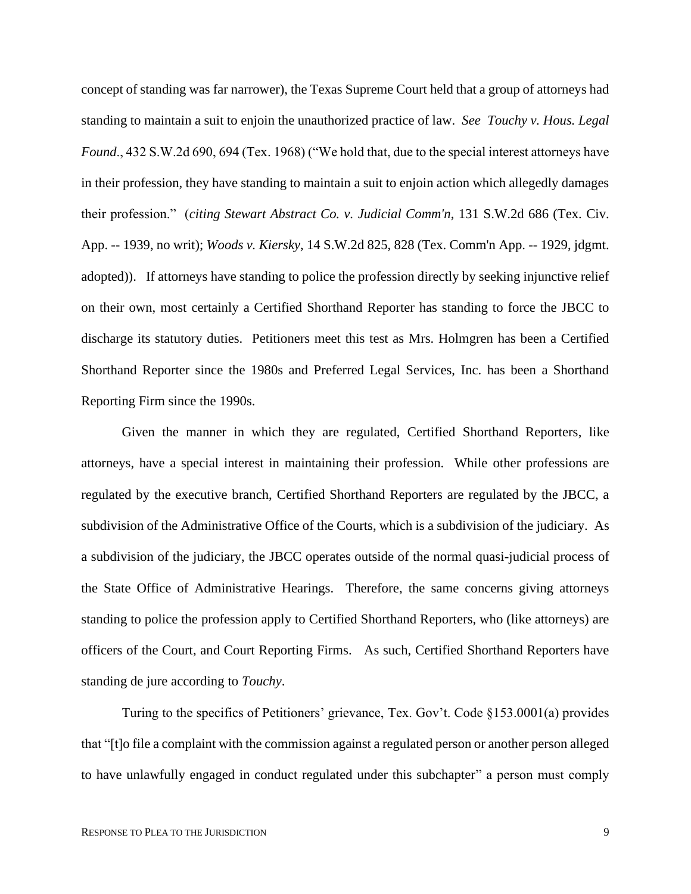concept of standing was far narrower), the Texas Supreme Court held that a group of attorneys had standing to maintain a suit to enjoin the unauthorized practice of law. *See Touchy v. Hous. Legal Found*., 432 S.W.2d 690, 694 (Tex. 1968) ("We hold that, due to the special interest attorneys have in their profession, they have standing to maintain a suit to enjoin action which allegedly damages their profession." (*citing Stewart Abstract Co. v. Judicial Comm'n*, 131 S.W.2d 686 (Tex. Civ. App. -- 1939, no writ); *Woods v. Kiersky*, 14 S.W.2d 825, 828 (Tex. Comm'n App. -- 1929, jdgmt. adopted)). If attorneys have standing to police the profession directly by seeking injunctive relief on their own, most certainly a Certified Shorthand Reporter has standing to force the JBCC to discharge its statutory duties. Petitioners meet this test as Mrs. Holmgren has been a Certified Shorthand Reporter since the 1980s and Preferred Legal Services, Inc. has been a Shorthand Reporting Firm since the 1990s.

Given the manner in which they are regulated, Certified Shorthand Reporters, like attorneys, have a special interest in maintaining their profession. While other professions are regulated by the executive branch, Certified Shorthand Reporters are regulated by the JBCC, a subdivision of the Administrative Office of the Courts, which is a subdivision of the judiciary. As a subdivision of the judiciary, the JBCC operates outside of the normal quasi-judicial process of the State Office of Administrative Hearings. Therefore, the same concerns giving attorneys standing to police the profession apply to Certified Shorthand Reporters, who (like attorneys) are officers of the Court, and Court Reporting Firms. As such, Certified Shorthand Reporters have standing de jure according to *Touchy*.

Turing to the specifics of Petitioners' grievance, Tex. Gov't. Code §153.0001(a) provides that "[t]o file a complaint with the commission against a regulated person or another person alleged to have unlawfully engaged in conduct regulated under this subchapter" a person must comply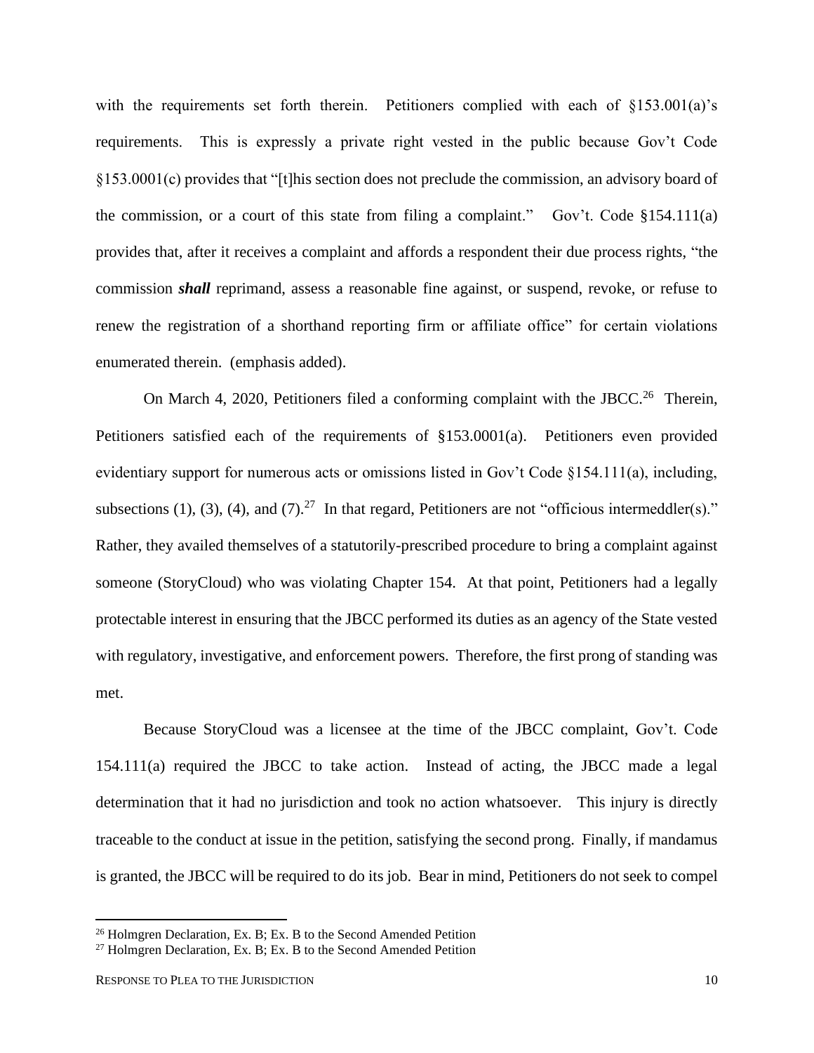with the requirements set forth therein. Petitioners complied with each of §153.001(a)'s requirements. This is expressly a private right vested in the public because Gov't Code §153.0001(c) provides that "[t]his section does not preclude the commission, an advisory board of the commission, or a court of this state from filing a complaint." Gov't. Code §154.111(a) provides that, after it receives a complaint and affords a respondent their due process rights, "the commission ***shall*** reprimand, assess a reasonable fine against, or suspend, revoke, or refuse to renew the registration of a shorthand reporting firm or affiliate office" for certain violations enumerated therein. (emphasis added).

On March 4, 2020, Petitioners filed a conforming complaint with the JBCC.[26] Therein, Petitioners satisfied each of the requirements of §153.0001(a). Petitioners even provided evidentiary support for numerous acts or omissions listed in Gov't Code §154.111(a), including, subsections (1), (3), (4), and (7).[27] In that regard, Petitioners are not "officious intermeddler(s)." Rather, they availed themselves of a statutorily-prescribed procedure to bring a complaint against someone (StoryCloud) who was violating Chapter 154. At that point, Petitioners had a legally protectable interest in ensuring that the JBCC performed its duties as an agency of the State vested with regulatory, investigative, and enforcement powers. Therefore, the first prong of standing was met.

Because StoryCloud was a licensee at the time of the JBCC complaint, Gov't. Code 154.111(a) required the JBCC to take action. Instead of acting, the JBCC made a legal determination that it had no jurisdiction and took no action whatsoever. This injury is directly traceable to the conduct at issue in the petition, satisfying the second prong. Finally, if mandamus is granted, the JBCC will be required to do its job. Bear in mind, Petitioners do not seek to compel

[26] Holmgren Declaration, Ex. B; Ex. B to the Second Amended Petition

[27] Holmgren Declaration, Ex. B; Ex. B to the Second Amended Petition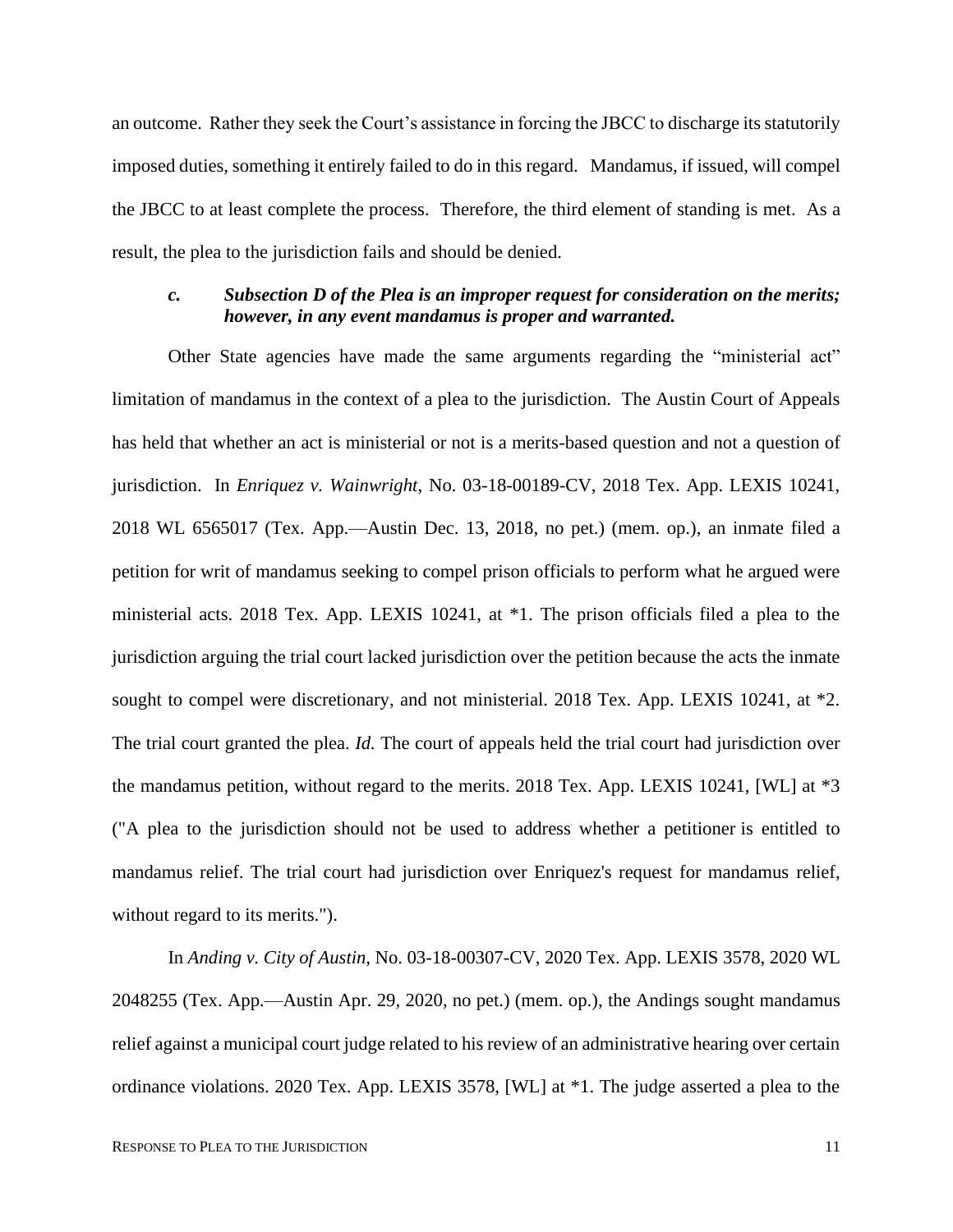an outcome. Rather they seek the Court's assistance in forcing the JBCC to discharge its statutorily imposed duties, something it entirely failed to do in this regard. Mandamus, if issued, will compel the JBCC to at least complete the process. Therefore, the third element of standing is met. As a result, the plea to the jurisdiction fails and should be denied.

### *c. Subsection D of the Plea is an improper request for consideration on the merits; however, in any event mandamus is proper and warranted.*

Other State agencies have made the same arguments regarding the "ministerial act" limitation of mandamus in the context of a plea to the jurisdiction. The Austin Court of Appeals has held that whether an act is ministerial or not is a merits-based question and not a question of jurisdiction. In *Enriquez v. Wainwright*, No. 03-18-00189-CV, 2018 Tex. App. LEXIS 10241, 2018 WL 6565017 (Tex. App.—Austin Dec. 13, 2018, no pet.) (mem. op.), an inmate filed a petition for writ of mandamus seeking to compel prison officials to perform what he argued were ministerial acts. 2018 Tex. App. LEXIS 10241, at *1. The prison officials filed a plea to the jurisdiction arguing the trial court lacked jurisdiction over the petition because the acts the inmate sought to compel were discretionary, and not ministerial. 2018 Tex. App. LEXIS 10241, at *2. The trial court granted the plea. *Id.* The court of appeals held the trial court had jurisdiction over the mandamus petition, without regard to the merits. 2018 Tex. App. LEXIS 10241, [WL] at *3 ("A plea to the jurisdiction should not be used to address whether a petitioner is entitled to mandamus relief. The trial court had jurisdiction over Enriquez's request for mandamus relief, without regard to its merits.").

In *Anding v. City of Austin*, No. 03-18-00307-CV, 2020 Tex. App. LEXIS 3578, 2020 WL 2048255 (Tex. App.—Austin Apr. 29, 2020, no pet.) (mem. op.), the Andings sought mandamus relief against a municipal court judge related to his review of an administrative hearing over certain ordinance violations. 2020 Tex. App. LEXIS 3578, [WL] at *1. The judge asserted a plea to the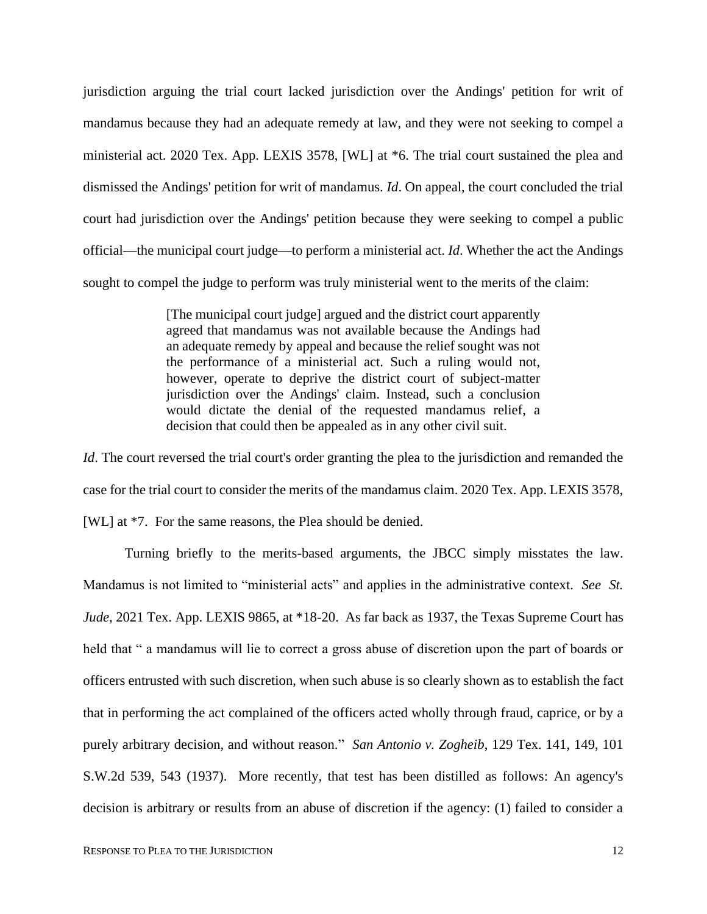jurisdiction arguing the trial court lacked jurisdiction over the Andings' petition for writ of mandamus because they had an adequate remedy at law, and they were not seeking to compel a ministerial act. 2020 Tex. App. LEXIS 3578, [WL] at *6. The trial court sustained the plea and dismissed the Andings' petition for writ of mandamus. *Id*. On appeal, the court concluded the trial court had jurisdiction over the Andings' petition because they were seeking to compel a public official—the municipal court judge—to perform a ministerial act. *Id*. Whether the act the Andings sought to compel the judge to perform was truly ministerial went to the merits of the claim:

> [The municipal court judge] argued and the district court apparently agreed that mandamus was not available because the Andings had an adequate remedy by appeal and because the relief sought was not the performance of a ministerial act. Such a ruling would not, however, operate to deprive the district court of subject-matter jurisdiction over the Andings' claim. Instead, such a conclusion would dictate the denial of the requested mandamus relief, a decision that could then be appealed as in any other civil suit.

*Id*. The court reversed the trial court's order granting the plea to the jurisdiction and remanded the case for the trial court to consider the merits of the mandamus claim. 2020 Tex. App. LEXIS 3578, [WL] at *7. For the same reasons, the Plea should be denied.

Turning briefly to the merits-based arguments, the JBCC simply misstates the law. Mandamus is not limited to "ministerial acts" and applies in the administrative context. *See St. Jude,* 2021 Tex. App. LEXIS 9865, at *18-20. As far back as 1937, the Texas Supreme Court has held that " a mandamus will lie to correct a gross abuse of discretion upon the part of boards or officers entrusted with such discretion, when such abuse is so clearly shown as to establish the fact that in performing the act complained of the officers acted wholly through fraud, caprice, or by a purely arbitrary decision, and without reason." *San Antonio v. Zogheib*, 129 Tex. 141, 149, 101 S.W.2d 539, 543 (1937). More recently, that test has been distilled as follows: An agency's decision is arbitrary or results from an abuse of discretion if the agency: (1) failed to consider a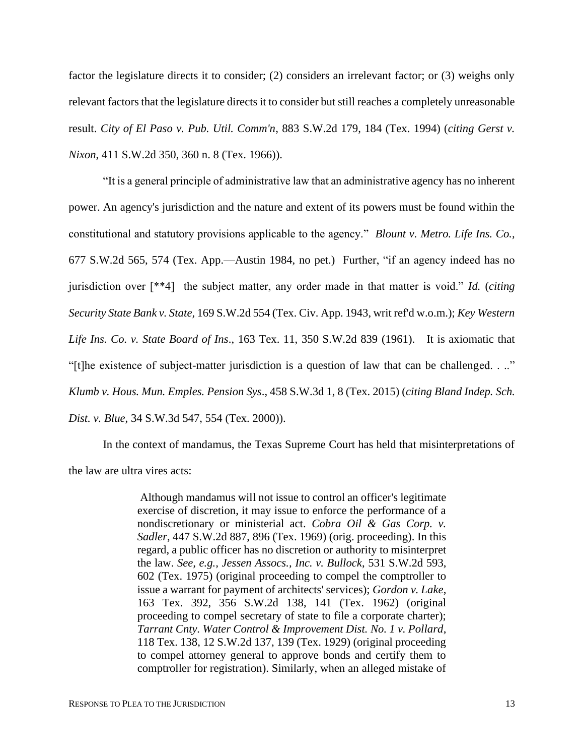factor the legislature directs it to consider; (2) considers an irrelevant factor; or (3) weighs only relevant factors that the legislature directs it to consider but still reaches a completely unreasonable result. *City of El Paso v. Pub. Util. Comm'n*, 883 S.W.2d 179, 184 (Tex. 1994) (*citing Gerst v. Nixon*, 411 S.W.2d 350, 360 n. 8 (Tex. 1966)).

"It is a general principle of administrative law that an administrative agency has no inherent power. An agency's jurisdiction and the nature and extent of its powers must be found within the constitutional and statutory provisions applicable to the agency." *Blount v. Metro. Life Ins. Co.*, 677 S.W.2d 565, 574 (Tex. App.—Austin 1984, no pet.) Further, "if an agency indeed has no jurisdiction over [**4] the subject matter, any order made in that matter is void." *Id.* (*citing Security State Bank v. State*, 169 S.W.2d 554 (Tex. Civ. App. 1943, writ ref'd w.o.m.); *Key Western Life Ins. Co. v. State Board of Ins*., 163 Tex. 11, 350 S.W.2d 839 (1961). It is axiomatic that "[t]he existence of subject-matter jurisdiction is a question of law that can be challenged. . .." *Klumb v. Hous. Mun. Emples. Pension Sys*., 458 S.W.3d 1, 8 (Tex. 2015) (*citing Bland Indep. Sch. Dist. v. Blue*, 34 S.W.3d 547, 554 (Tex. 2000)).

In the context of mandamus, the Texas Supreme Court has held that misinterpretations of the law are ultra vires acts:

> Although mandamus will not issue to control an officer's legitimate exercise of discretion, it may issue to enforce the performance of a nondiscretionary or ministerial act. *Cobra Oil & Gas Corp. v. Sadler*, 447 S.W.2d 887, 896 (Tex. 1969) (orig. proceeding). In this regard, a public officer has no discretion or authority to misinterpret the law. *See, e.g., Jessen Assocs., Inc. v. Bullock*, 531 S.W.2d 593, 602 (Tex. 1975) (original proceeding to compel the comptroller to issue a warrant for payment of architects' services); *Gordon v. Lake*, 163 Tex. 392, 356 S.W.2d 138, 141 (Tex. 1962) (original proceeding to compel secretary of state to file a corporate charter); *Tarrant Cnty. Water Control & Improvement Dist. No. 1 v. Pollard*, 118 Tex. 138, 12 S.W.2d 137, 139 (Tex. 1929) (original proceeding to compel attorney general to approve bonds and certify them to comptroller for registration). Similarly, when an alleged mistake of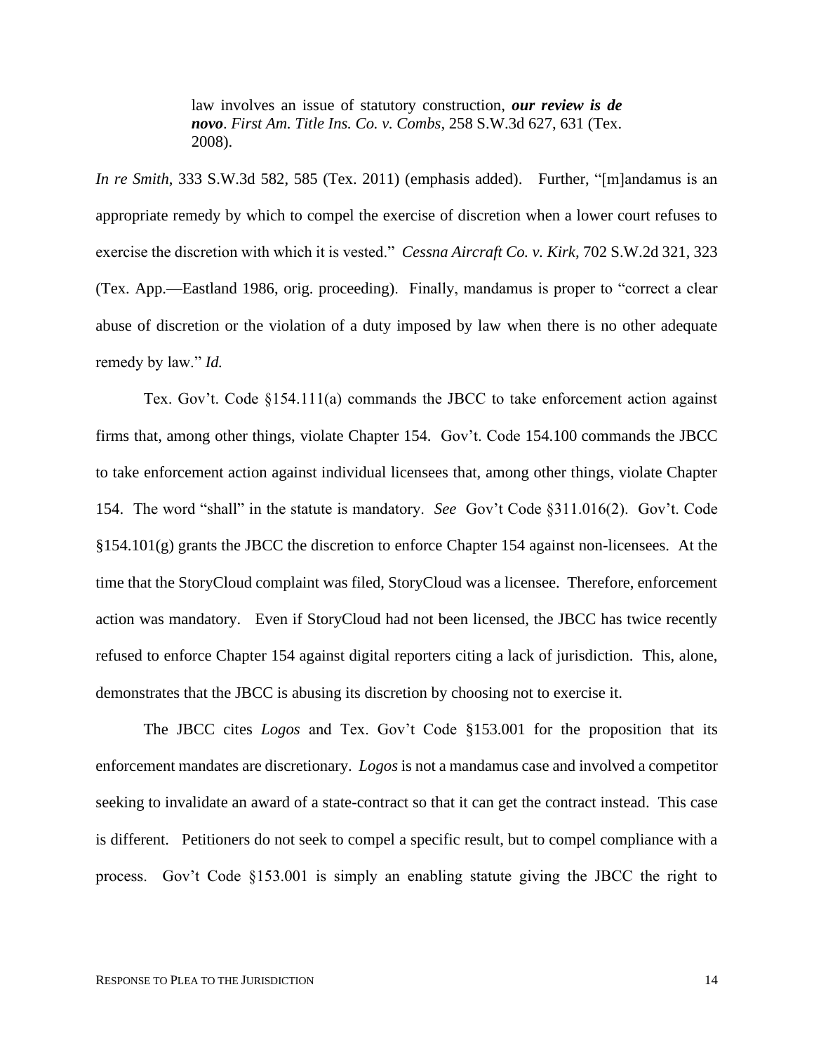> law involves an issue of statutory construction, ***our review is de novo***. *First Am. Title Ins. Co. v. Combs*, 258 S.W.3d 627, 631 (Tex. 2008).

*In re Smith*, 333 S.W.3d 582, 585 (Tex. 2011) (emphasis added). Further, "[m]andamus is an appropriate remedy by which to compel the exercise of discretion when a lower court refuses to exercise the discretion with which it is vested." *Cessna Aircraft Co. v. Kirk,* 702 S.W.2d 321, 323 (Tex. App.—Eastland 1986, orig. proceeding). Finally, mandamus is proper to "correct a clear abuse of discretion or the violation of a duty imposed by law when there is no other adequate remedy by law." *Id.*

Tex. Gov't. Code §154.111(a) commands the JBCC to take enforcement action against firms that, among other things, violate Chapter 154. Gov't. Code 154.100 commands the JBCC to take enforcement action against individual licensees that, among other things, violate Chapter 154. The word "shall" in the statute is mandatory. *See* Gov't Code §311.016(2). Gov't. Code §154.101(g) grants the JBCC the discretion to enforce Chapter 154 against non-licensees. At the time that the StoryCloud complaint was filed, StoryCloud was a licensee. Therefore, enforcement action was mandatory. Even if StoryCloud had not been licensed, the JBCC has twice recently refused to enforce Chapter 154 against digital reporters citing a lack of jurisdiction. This, alone, demonstrates that the JBCC is abusing its discretion by choosing not to exercise it.

The JBCC cites *Logos* and Tex. Gov't Code §153.001 for the proposition that its enforcement mandates are discretionary. *Logos* is not a mandamus case and involved a competitor seeking to invalidate an award of a state-contract so that it can get the contract instead. This case is different. Petitioners do not seek to compel a specific result, but to compel compliance with a process. Gov't Code §153.001 is simply an enabling statute giving the JBCC the right to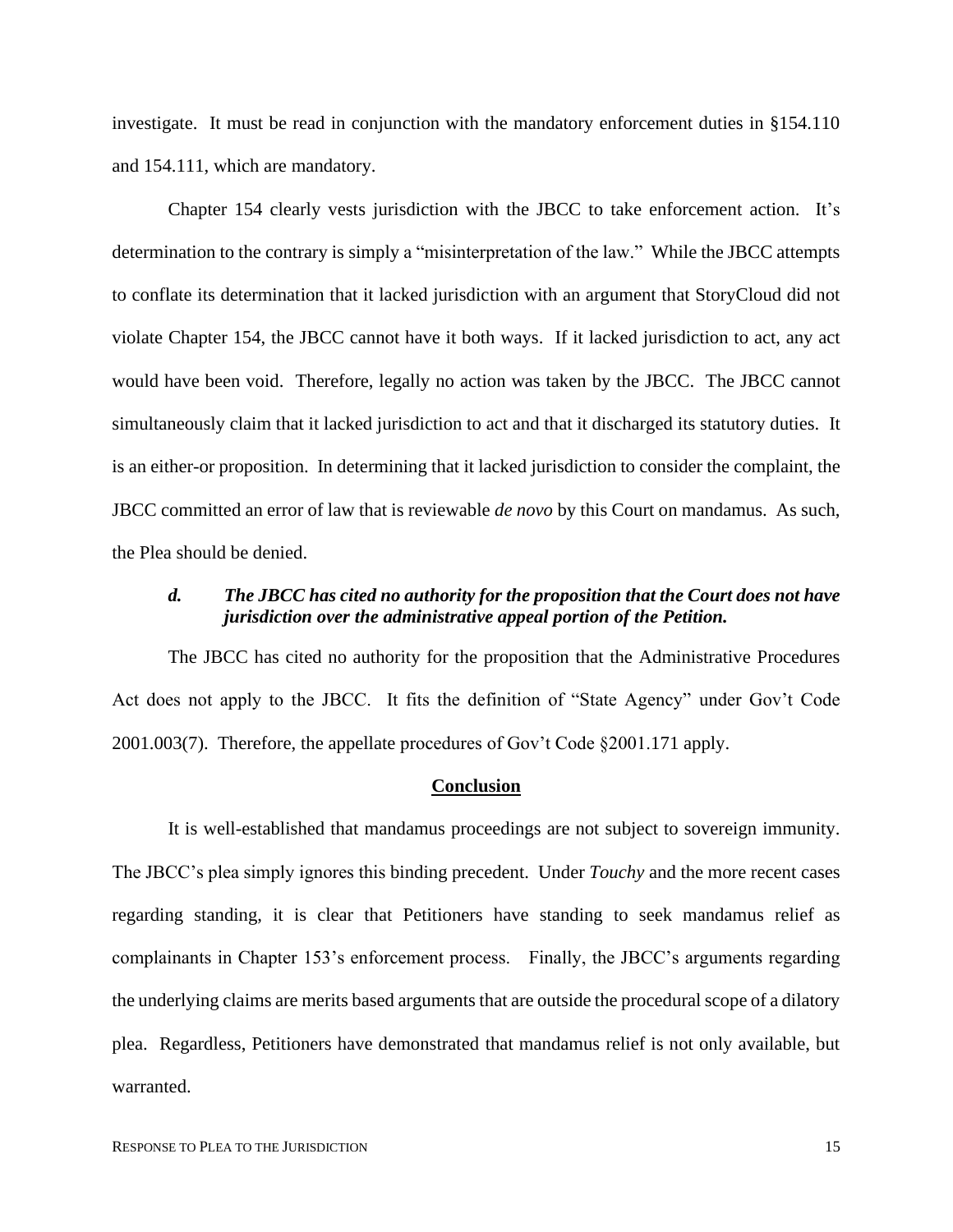investigate. It must be read in conjunction with the mandatory enforcement duties in §154.110 and 154.111, which are mandatory.

Chapter 154 clearly vests jurisdiction with the JBCC to take enforcement action. It's determination to the contrary is simply a "misinterpretation of the law." While the JBCC attempts to conflate its determination that it lacked jurisdiction with an argument that StoryCloud did not violate Chapter 154, the JBCC cannot have it both ways. If it lacked jurisdiction to act, any act would have been void. Therefore, legally no action was taken by the JBCC. The JBCC cannot simultaneously claim that it lacked jurisdiction to act and that it discharged its statutory duties. It is an either-or proposition. In determining that it lacked jurisdiction to consider the complaint, the JBCC committed an error of law that is reviewable *de novo* by this Court on mandamus. As such, the Plea should be denied.

***d. The JBCC has cited no authority for the proposition that the Court does not have jurisdiction over the administrative appeal portion of the Petition.***

The JBCC has cited no authority for the proposition that the Administrative Procedures Act does not apply to the JBCC. It fits the definition of "State Agency" under Gov't Code 2001.003(7). Therefore, the appellate procedures of Gov't Code §2001.171 apply.

## **Conclusion**

It is well-established that mandamus proceedings are not subject to sovereign immunity. The JBCC's plea simply ignores this binding precedent. Under *Touchy* and the more recent cases regarding standing, it is clear that Petitioners have standing to seek mandamus relief as complainants in Chapter 153's enforcement process. Finally, the JBCC's arguments regarding the underlying claims are merits based arguments that are outside the procedural scope of a dilatory plea. Regardless, Petitioners have demonstrated that mandamus relief is not only available, but warranted.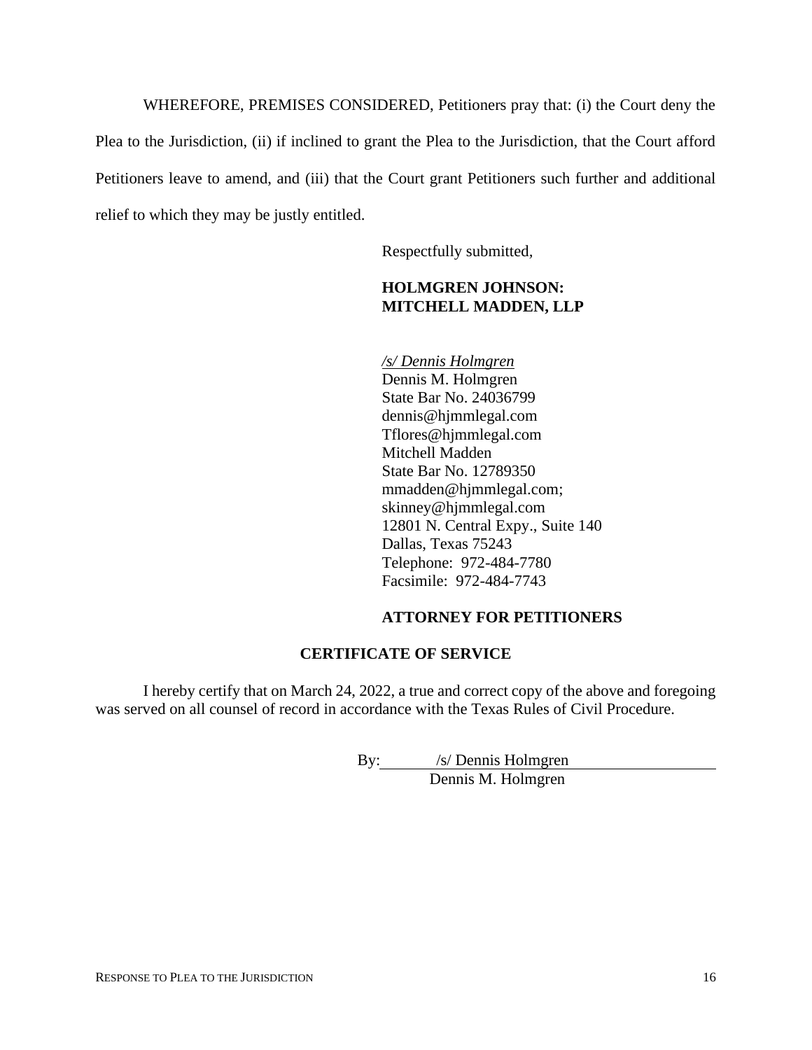WHEREFORE, PREMISES CONSIDERED, Petitioners pray that: (i) the Court deny the Plea to the Jurisdiction, (ii) if inclined to grant the Plea to the Jurisdiction, that the Court afford Petitioners leave to amend, and (iii) that the Court grant Petitioners such further and additional relief to which they may be justly entitled.

Respectfully submitted,

**HOLMGREN JOHNSON: MITCHELL MADDEN, LLP**

*/s/ Dennis Holmgren*
Dennis M. Holmgren
State Bar No. 24036799
dennis@hjmmlegal.com
Tflores@hjmmlegal.com
Mitchell Madden
State Bar No. 12789350
mmadden@hjmmlegal.com;
skinney@hjmmlegal.com
12801 N. Central Expy., Suite 140
Dallas, Texas 75243
Telephone: 972-484-7780
Facsimile: 972-484-7743

**ATTORNEY FOR PETITIONERS**

**CERTIFICATE OF SERVICE**

I hereby certify that on March 24, 2022, a true and correct copy of the above and foregoing was served on all counsel of record in accordance with the Texas Rules of Civil Procedure.

By: /s/ Dennis Holmgren
Dennis M. Holmgren